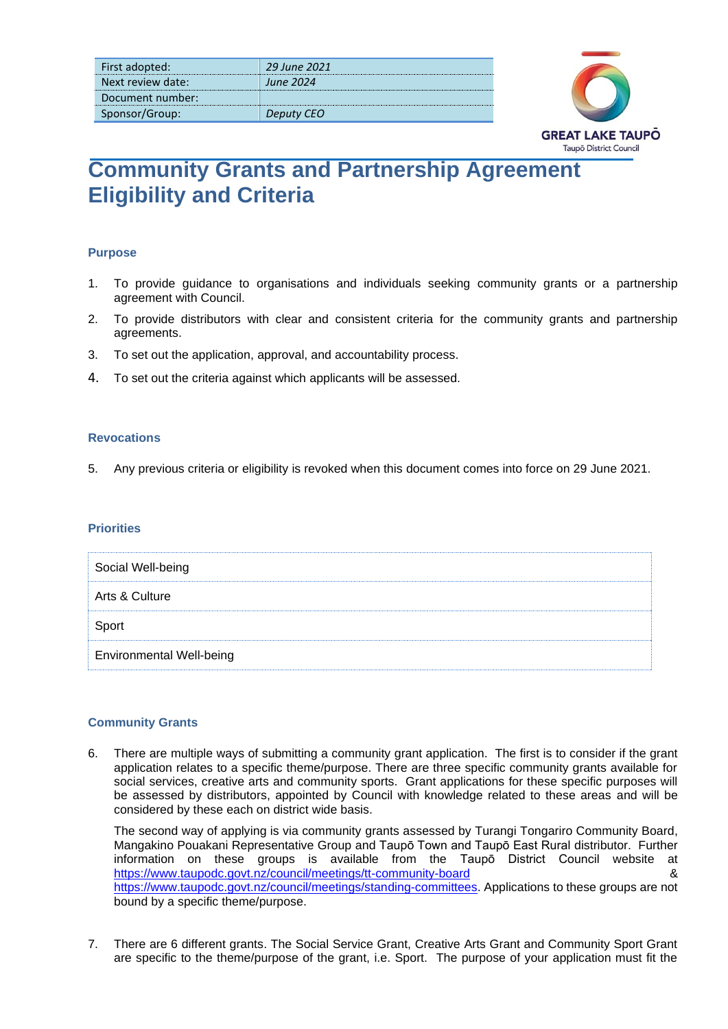| First adopted: | 29 June 2021 |
|---|---|
| Next review date: | June 2024 |
| Document number: | |
| Sponsor/Group: | Deputy CEO |

GREAT LAKE TAUPŌ
Taupō District Council

# Community Grants and Partnership Agreement Eligibility and Criteria

### Purpose

1. To provide guidance to organisations and individuals seeking community grants or a partnership agreement with Council.
2. To provide distributors with clear and consistent criteria for the community grants and partnership agreements.
3. To set out the application, approval, and accountability process.
4. To set out the criteria against which applicants will be assessed.

### Revocations

5. Any previous criteria or eligibility is revoked when this document comes into force on 29 June 2021.

### Priorities

| Social Well-being |
|---|
| Arts & Culture |
| Sport |
| Environmental Well-being |

### Community Grants

6. There are multiple ways of submitting a community grant application. The first is to consider if the grant application relates to a specific theme/purpose. There are three specific community grants available for social services, creative arts and community sports. Grant applications for these specific purposes will be assessed by distributors, appointed by Council with knowledge related to these areas and will be considered by these each on district wide basis.

   The second way of applying is via community grants assessed by Turangi Tongariro Community Board, Mangakino Pouakani Representative Group and Taupō Town and Taupō East Rural distributor. Further information on these groups is available from the Taupō District Council website at https://www.taupodc.govt.nz/council/meetings/tt-community-board & https://www.taupodc.govt.nz/council/meetings/standing-committees. Applications to these groups are not bound by a specific theme/purpose.

7. There are 6 different grants. The Social Service Grant, Creative Arts Grant and Community Sport Grant are specific to the theme/purpose of the grant, i.e. Sport. The purpose of your application must fit the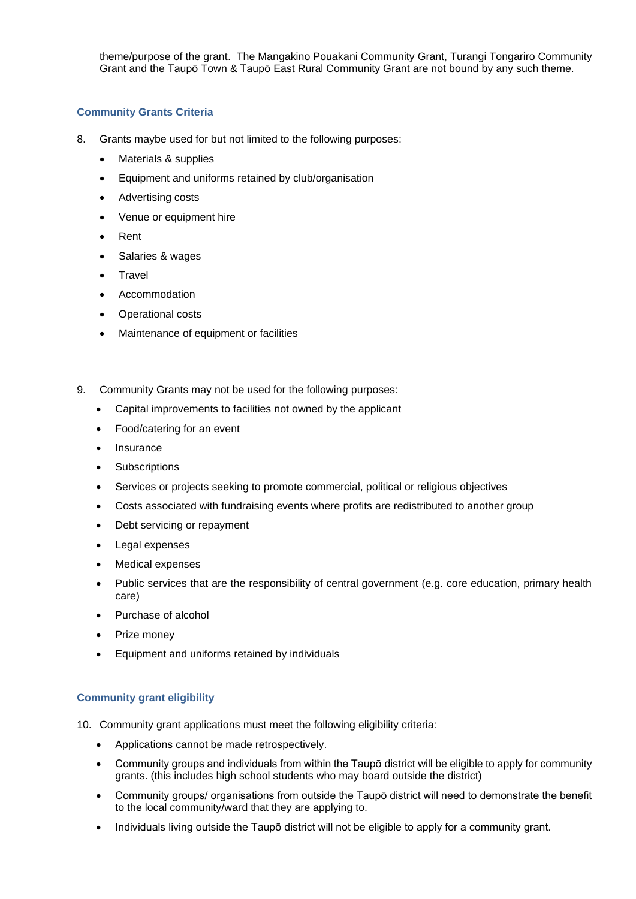theme/purpose of the grant. The Mangakino Pouakani Community Grant, Turangi Tongariro Community Grant and the Taupō Town & Taupō East Rural Community Grant are not bound by any such theme.

## Community Grants Criteria

8. Grants maybe used for but not limited to the following purposes:
   - Materials & supplies
   - Equipment and uniforms retained by club/organisation
   - Advertising costs
   - Venue or equipment hire
   - Rent
   - Salaries & wages
   - Travel
   - Accommodation
   - Operational costs
   - Maintenance of equipment or facilities

9. Community Grants may not be used for the following purposes:
   - Capital improvements to facilities not owned by the applicant
   - Food/catering for an event
   - Insurance
   - Subscriptions
   - Services or projects seeking to promote commercial, political or religious objectives
   - Costs associated with fundraising events where profits are redistributed to another group
   - Debt servicing or repayment
   - Legal expenses
   - Medical expenses
   - Public services that are the responsibility of central government (e.g. core education, primary health care)
   - Purchase of alcohol
   - Prize money
   - Equipment and uniforms retained by individuals

## Community grant eligibility

10. Community grant applications must meet the following eligibility criteria:
    - Applications cannot be made retrospectively.
    - Community groups and individuals from within the Taupō district will be eligible to apply for community grants. (this includes high school students who may board outside the district)
    - Community groups/ organisations from outside the Taupō district will need to demonstrate the benefit to the local community/ward that they are applying to.
    - Individuals living outside the Taupō district will not be eligible to apply for a community grant.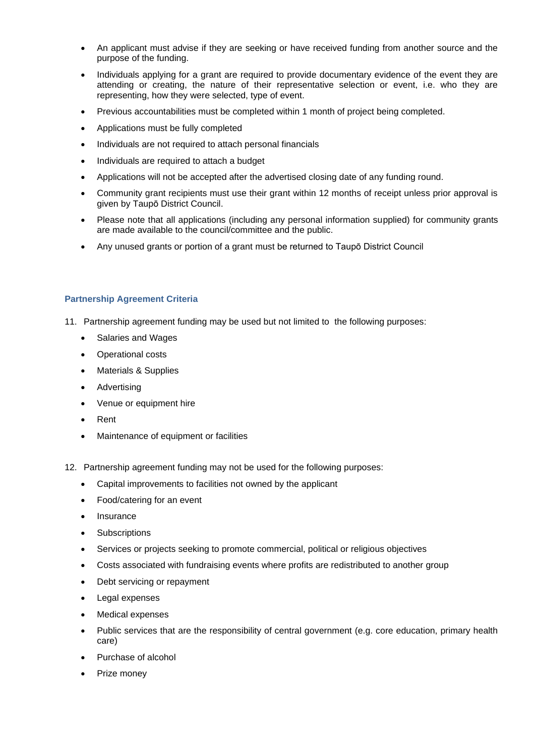- An applicant must advise if they are seeking or have received funding from another source and the purpose of the funding.
- Individuals applying for a grant are required to provide documentary evidence of the event they are attending or creating, the nature of their representative selection or event, i.e. who they are representing, how they were selected, type of event.
- Previous accountabilities must be completed within 1 month of project being completed.
- Applications must be fully completed
- Individuals are not required to attach personal financials
- Individuals are required to attach a budget
- Applications will not be accepted after the advertised closing date of any funding round.
- Community grant recipients must use their grant within 12 months of receipt unless prior approval is given by Taupō District Council.
- Please note that all applications (including any personal information supplied) for community grants are made available to the council/committee and the public.
- Any unused grants or portion of a grant must be returned to Taupō District Council

### Partnership Agreement Criteria

11. Partnership agreement funding may be used but not limited to the following purposes:
    - Salaries and Wages
    - Operational costs
    - Materials & Supplies
    - Advertising
    - Venue or equipment hire
    - Rent
    - Maintenance of equipment or facilities

12. Partnership agreement funding may not be used for the following purposes:
    - Capital improvements to facilities not owned by the applicant
    - Food/catering for an event
    - Insurance
    - Subscriptions
    - Services or projects seeking to promote commercial, political or religious objectives
    - Costs associated with fundraising events where profits are redistributed to another group
    - Debt servicing or repayment
    - Legal expenses
    - Medical expenses
    - Public services that are the responsibility of central government (e.g. core education, primary health care)
    - Purchase of alcohol
    - Prize money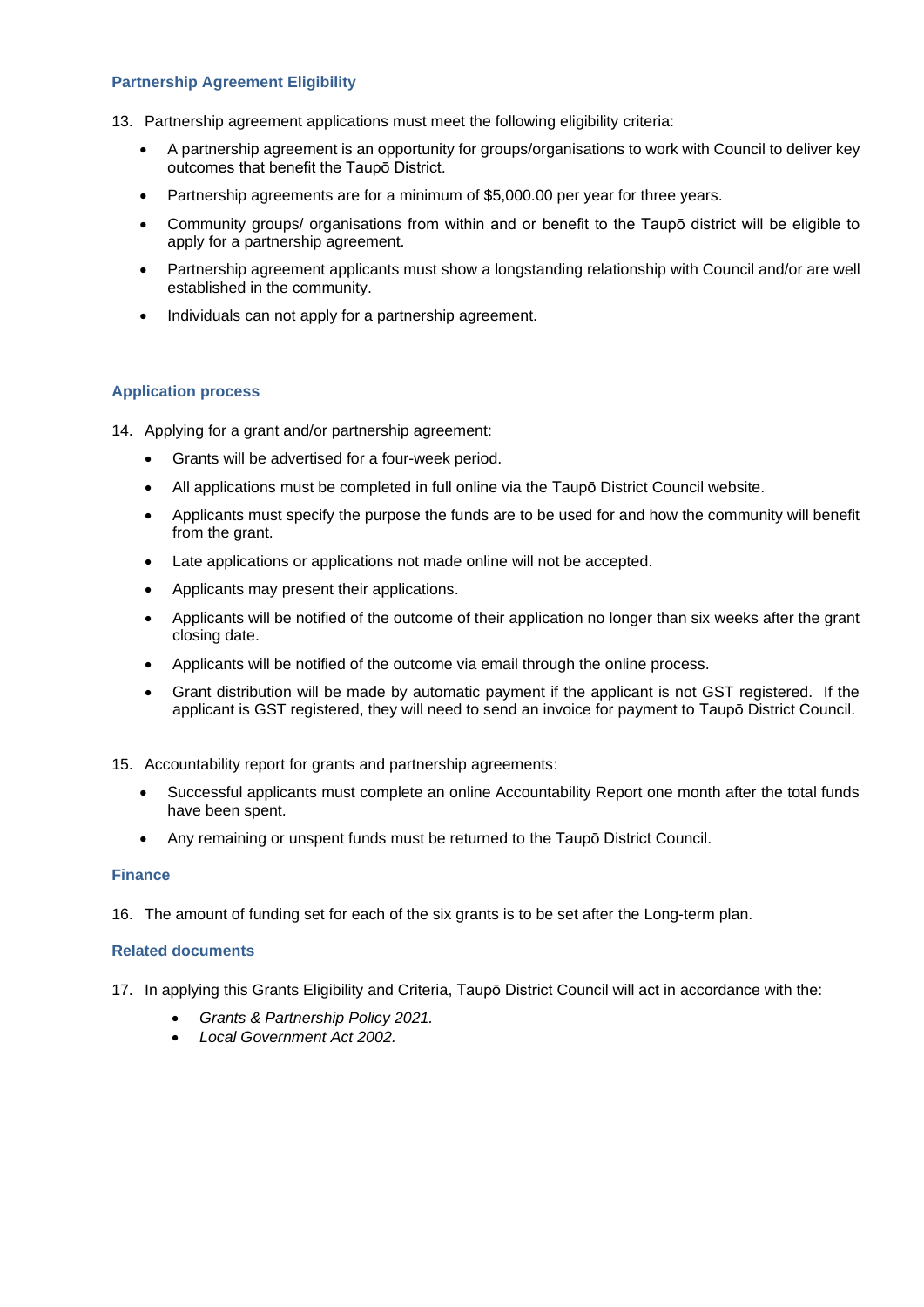## Partnership Agreement Eligibility

13. Partnership agreement applications must meet the following eligibility criteria:
    - A partnership agreement is an opportunity for groups/organisations to work with Council to deliver key outcomes that benefit the Taupō District.
    - Partnership agreements are for a minimum of $5,000.00 per year for three years.
    - Community groups/ organisations from within and or benefit to the Taupō district will be eligible to apply for a partnership agreement.
    - Partnership agreement applicants must show a longstanding relationship with Council and/or are well established in the community.
    - Individuals can not apply for a partnership agreement.

## Application process

14. Applying for a grant and/or partnership agreement:
    - Grants will be advertised for a four-week period.
    - All applications must be completed in full online via the Taupō District Council website.
    - Applicants must specify the purpose the funds are to be used for and how the community will benefit from the grant.
    - Late applications or applications not made online will not be accepted.
    - Applicants may present their applications.
    - Applicants will be notified of the outcome of their application no longer than six weeks after the grant closing date.
    - Applicants will be notified of the outcome via email through the online process.
    - Grant distribution will be made by automatic payment if the applicant is not GST registered. If the applicant is GST registered, they will need to send an invoice for payment to Taupō District Council.

15. Accountability report for grants and partnership agreements:
    - Successful applicants must complete an online Accountability Report one month after the total funds have been spent.
    - Any remaining or unspent funds must be returned to the Taupō District Council.

## Finance

16. The amount of funding set for each of the six grants is to be set after the Long-term plan.

## Related documents

17. In applying this Grants Eligibility and Criteria, Taupō District Council will act in accordance with the:
    - *Grants & Partnership Policy 2021.*
    - *Local Government Act 2002.*